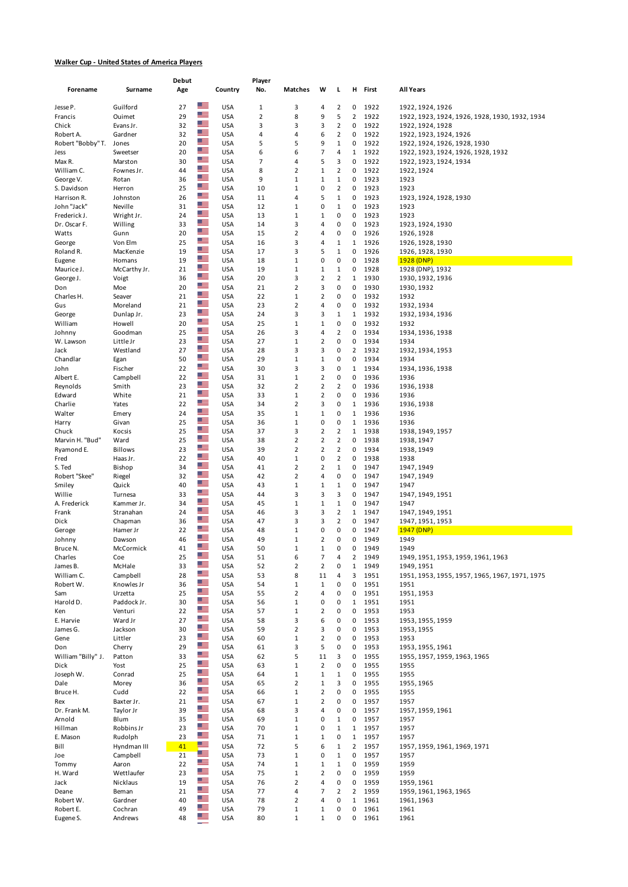**Walker Cup - United States of America Players**

| Forename | Surname | Debut Age | | Country | Player No. | Matches | W | L | H | First | All Years |
|---|---|---|---|---|---|---|---|---|---|---|---|
| Jesse P. | Guilford | 27 | | USA | 1 | 3 | 4 | 2 | 0 | 1922 | 1922, 1924, 1926 |
| Francis | Ouimet | 29 | | USA | 2 | 8 | 9 | 5 | 2 | 1922 | 1922, 1923, 1924, 1926, 1928, 1930, 1932, 1934 |
| Chick | Evans Jr. | 32 | | USA | 3 | 3 | 3 | 2 | 0 | 1922 | 1922, 1924, 1928 |
| Robert A. | Gardner | 32 | | USA | 4 | 4 | 6 | 2 | 0 | 1922 | 1922, 1923, 1924, 1926 |
| Robert "Bobby" T. | Jones | 20 | | USA | 5 | 5 | 9 | 1 | 0 | 1922 | 1922, 1924, 1926, 1928, 1930 |
| Jess | Sweetser | 20 | | USA | 6 | 6 | 7 | 4 | 1 | 1922 | 1922, 1923, 1924, 1926, 1928, 1932 |
| Max R. | Marston | 30 | | USA | 7 | 4 | 5 | 3 | 0 | 1922 | 1922, 1923, 1924, 1934 |
| William C. | Fownes Jr. | 44 | | USA | 8 | 2 | 1 | 2 | 0 | 1922 | 1922, 1924 |
| George V. | Rotan | 36 | | USA | 9 | 1 | 1 | 1 | 0 | 1923 | 1923 |
| S. Davidson | Herron | 25 | | USA | 10 | 1 | 0 | 2 | 0 | 1923 | 1923 |
| Harrison R. | Johnston | 26 | | USA | 11 | 4 | 5 | 1 | 0 | 1923 | 1923, 1924, 1928, 1930 |
| John "Jack" | Neville | 31 | | USA | 12 | 1 | 0 | 1 | 0 | 1923 | 1923 |
| Frederick J. | Wright Jr. | 24 | | USA | 13 | 1 | 1 | 0 | 0 | 1923 | 1923 |
| Dr. Oscar F. | Willing | 33 | | USA | 14 | 3 | 4 | 0 | 0 | 1923 | 1923, 1924, 1930 |
| Watts | Gunn | 20 | | USA | 15 | 2 | 4 | 0 | 0 | 1926 | 1926, 1928 |
| George | Von Elm | 25 | | USA | 16 | 3 | 4 | 1 | 1 | 1926 | 1926, 1928, 1930 |
| Roland R. | MacKenzie | 19 | | USA | 17 | 3 | 5 | 1 | 0 | 1926 | 1926, 1928, 1930 |
| Eugene | Homans | 19 | | USA | 18 | 1 | 0 | 0 | 0 | 1928 | 1928 (DNP) |
| Maurice J. | McCarthy Jr. | 21 | | USA | 19 | 1 | 1 | 1 | 0 | 1928 | 1928 (DNP), 1932 |
| George J. | Voigt | 36 | | USA | 20 | 3 | 2 | 2 | 1 | 1930 | 1930, 1932, 1936 |
| Don | Moe | 20 | | USA | 21 | 2 | 3 | 0 | 0 | 1930 | 1930, 1932 |
| Charles H. | Seaver | 21 | | USA | 22 | 1 | 2 | 0 | 0 | 1932 | 1932 |
| Gus | Moreland | 21 | | USA | 23 | 2 | 4 | 0 | 0 | 1932 | 1932, 1934 |
| George | Dunlap Jr. | 23 | | USA | 24 | 3 | 3 | 1 | 1 | 1932 | 1932, 1934, 1936 |
| William | Howell | 20 | | USA | 25 | 1 | 1 | 0 | 0 | 1932 | 1932 |
| Johnny | Goodman | 25 | | USA | 26 | 3 | 4 | 2 | 0 | 1934 | 1934, 1936, 1938 |
| W. Lawson | Little Jr | 23 | | USA | 27 | 1 | 2 | 0 | 0 | 1934 | 1934 |
| Jack | Westland | 27 | | USA | 28 | 3 | 3 | 0 | 2 | 1932 | 1932, 1934, 1953 |
| Chandlar | Egan | 50 | | USA | 29 | 1 | 1 | 0 | 0 | 1934 | 1934 |
| John | Fischer | 22 | | USA | 30 | 3 | 3 | 0 | 1 | 1934 | 1934, 1936, 1938 |
| Albert E. | Campbell | 22 | | USA | 31 | 1 | 2 | 0 | 0 | 1936 | 1936 |
| Reynolds | Smith | 23 | | USA | 32 | 2 | 2 | 2 | 0 | 1936 | 1936, 1938 |
| Edward | White | 21 | | USA | 33 | 1 | 2 | 0 | 0 | 1936 | 1936 |
| Charlie | Yates | 22 | | USA | 34 | 2 | 3 | 0 | 1 | 1936 | 1936, 1938 |
| Walter | Emery | 24 | | USA | 35 | 1 | 1 | 0 | 1 | 1936 | 1936 |
| Harry | Givan | 25 | | USA | 36 | 1 | 0 | 0 | 1 | 1936 | 1936 |
| Chuck | Kocsis | 25 | | USA | 37 | 3 | 2 | 2 | 1 | 1938 | 1938, 1949, 1957 |
| Marvin H. "Bud" | Ward | 25 | | USA | 38 | 2 | 2 | 2 | 0 | 1938 | 1938, 1947 |
| Ryamond E. | Billows | 23 | | USA | 39 | 2 | 2 | 2 | 0 | 1934 | 1938, 1949 |
| Fred | Haas Jr. | 22 | | USA | 40 | 1 | 0 | 2 | 0 | 1938 | 1938 |
| S. Ted | Bishop | 34 | | USA | 41 | 2 | 2 | 1 | 0 | 1947 | 1947, 1949 |
| Robert "Skee" | Riegel | 32 | | USA | 42 | 2 | 4 | 0 | 0 | 1947 | 1947, 1949 |
| Smiley | Quick | 40 | | USA | 43 | 1 | 1 | 1 | 0 | 1947 | 1947 |
| Willie | Turnesa | 33 | | USA | 44 | 3 | 3 | 3 | 0 | 1947 | 1947, 1949, 1951 |
| A. Frederick | Kammer Jr. | 34 | | USA | 45 | 1 | 1 | 1 | 0 | 1947 | 1947 |
| Frank | Stranahan | 24 | | USA | 46 | 3 | 3 | 2 | 1 | 1947 | 1947, 1949, 1951 |
| Dick | Chapman | 36 | | USA | 47 | 3 | 3 | 2 | 0 | 1947 | 1947, 1951, 1953 |
| Geroge | Hamer Jr | 22 | | USA | 48 | 1 | 0 | 0 | 0 | 1947 | 1947 (DNP) |
| Johnny | Dawson | 46 | | USA | 49 | 1 | 2 | 0 | 0 | 1949 | 1949 |
| Bruce N. | McCormick | 41 | | USA | 50 | 1 | 1 | 0 | 0 | 1949 | 1949 |
| Charles | Coe | 25 | | USA | 51 | 6 | 7 | 4 | 2 | 1949 | 1949, 1951, 1953, 1959, 1961, 1963 |
| James B. | McHale | 33 | | USA | 52 | 2 | 2 | 0 | 1 | 1949 | 1949, 1951 |
| William C. | Campbell | 28 | | USA | 53 | 8 | 11 | 4 | 3 | 1951 | 1951, 1953, 1955, 1957, 1965, 1967, 1971, 1975 |
| Robert W. | Knowles Jr | 36 | | USA | 54 | 1 | 1 | 0 | 0 | 1951 | 1951 |
| Sam | Urzetta | 25 | | USA | 55 | 2 | 4 | 0 | 0 | 1951 | 1951, 1953 |
| Harold D. | Paddock Jr. | 30 | | USA | 56 | 1 | 0 | 0 | 1 | 1951 | 1951 |
| Ken | Venturi | 22 | | USA | 57 | 1 | 2 | 0 | 0 | 1953 | 1953 |
| E. Harvie | Ward Jr | 27 | | USA | 58 | 3 | 6 | 0 | 0 | 1953 | 1953, 1955, 1959 |
| James G. | Jackson | 30 | | USA | 59 | 2 | 3 | 0 | 0 | 1953 | 1953, 1955 |
| Gene | Littler | 23 | | USA | 60 | 1 | 2 | 0 | 0 | 1953 | 1953 |
| Don | Cherry | 29 | | USA | 61 | 3 | 5 | 0 | 0 | 1953 | 1953, 1955, 1961 |
| William "Billy" J. | Patton | 33 | | USA | 62 | 5 | 11 | 3 | 0 | 1955 | 1955, 1957, 1959, 1963, 1965 |
| Dick | Yost | 25 | | USA | 63 | 1 | 2 | 0 | 0 | 1955 | 1955 |
| Joseph W. | Conrad | 25 | | USA | 64 | 1 | 1 | 1 | 0 | 1955 | 1955 |
| Dale | Morey | 36 | | USA | 65 | 2 | 1 | 3 | 0 | 1955 | 1955, 1965 |
| Bruce H. | Cudd | 22 | | USA | 66 | 1 | 2 | 0 | 0 | 1955 | 1955 |
| Rex | Baxter Jr. | 21 | | USA | 67 | 1 | 2 | 0 | 0 | 1957 | 1957 |
| Dr. Frank M. | Taylor Jr | 39 | | USA | 68 | 3 | 4 | 0 | 0 | 1957 | 1957, 1959, 1961 |
| Arnold | Blum | 35 | | USA | 69 | 1 | 0 | 1 | 0 | 1957 | 1957 |
| Hillman | Robbins Jr | 23 | | USA | 70 | 1 | 0 | 1 | 1 | 1957 | 1957 |
| E. Mason | Rudolph | 23 | | USA | 71 | 1 | 1 | 0 | 1 | 1957 | 1957 |
| Bill | Hyndman III | 41 | | USA | 72 | 5 | 6 | 1 | 2 | 1957 | 1957, 1959, 1961, 1969, 1971 |
| Joe | Campbell | 21 | | USA | 73 | 1 | 0 | 1 | 0 | 1957 | 1957 |
| Tommy | Aaron | 22 | | USA | 74 | 1 | 1 | 1 | 0 | 1959 | 1959 |
| H. Ward | Wettlaufer | 23 | | USA | 75 | 1 | 2 | 0 | 0 | 1959 | 1959 |
| Jack | Nicklaus | 19 | | USA | 76 | 2 | 4 | 0 | 0 | 1959 | 1959, 1961 |
| Deane | Beman | 21 | | USA | 77 | 4 | 7 | 2 | 2 | 1959 | 1959, 1961, 1963, 1965 |
| Robert W. | Gardner | 40 | | USA | 78 | 2 | 4 | 0 | 1 | 1961 | 1961, 1963 |
| Robert E. | Cochran | 49 | | USA | 79 | 1 | 1 | 0 | 0 | 1961 | 1961 |
| Eugene S. | Andrews | 48 | | USA | 80 | 1 | 1 | 0 | 0 | 1961 | 1961 |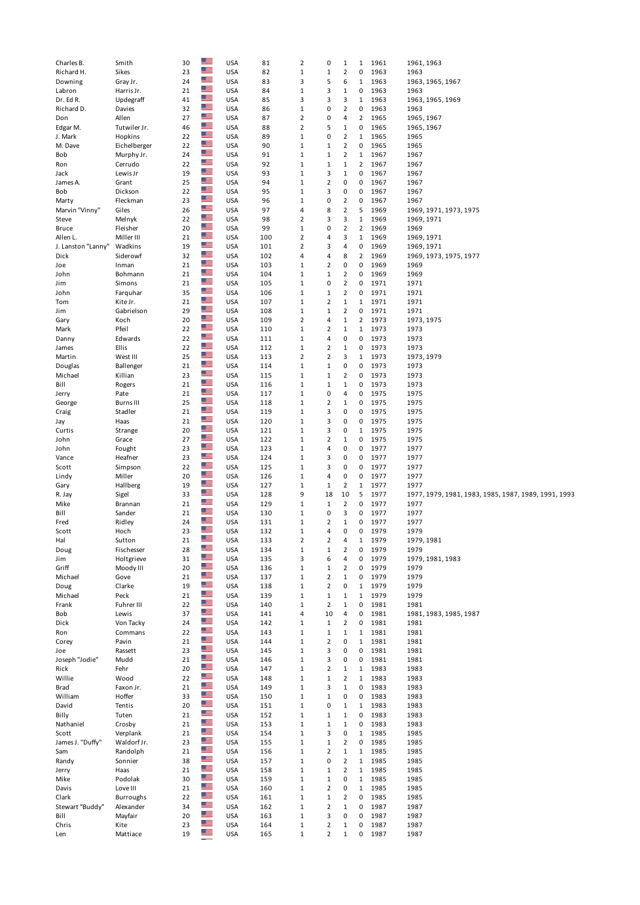| | | | | | | | | | | | |
|---|---|---|---|---|---|---|---|---|---|---|---|
| Charles B. | Smith | 30 | | USA | 81 | 2 | 0 | 1 | 1 | 1961 | 1961, 1963 |
| Richard H. | Sikes | 23 | | USA | 82 | 1 | 1 | 2 | 0 | 1963 | 1963 |
| Downing | Gray Jr. | 24 | | USA | 83 | 3 | 5 | 6 | 1 | 1963 | 1963, 1965, 1967 |
| Labron | Harris Jr. | 21 | | USA | 84 | 1 | 3 | 1 | 0 | 1963 | 1963 |
| Dr. Ed R. | Updegraff | 41 | | USA | 85 | 3 | 3 | 3 | 1 | 1963 | 1963, 1965, 1969 |
| Richard D. | Davies | 32 | | USA | 86 | 1 | 0 | 2 | 0 | 1963 | 1963 |
| Don | Allen | 27 | | USA | 87 | 2 | 0 | 4 | 2 | 1965 | 1965, 1967 |
| Edgar M. | Tutwiler Jr. | 46 | | USA | 88 | 2 | 5 | 1 | 0 | 1965 | 1965, 1967 |
| J. Mark | Hopkins | 22 | | USA | 89 | 1 | 0 | 2 | 1 | 1965 | 1965 |
| M. Dave | Eichelberger | 22 | | USA | 90 | 1 | 1 | 2 | 0 | 1965 | 1965 |
| Bob | Murphy Jr. | 24 | | USA | 91 | 1 | 1 | 2 | 1 | 1967 | 1967 |
| Ron | Cerrudo | 22 | | USA | 92 | 1 | 1 | 1 | 2 | 1967 | 1967 |
| Jack | Lewis Jr | 19 | | USA | 93 | 1 | 3 | 1 | 0 | 1967 | 1967 |
| James A. | Grant | 25 | | USA | 94 | 1 | 2 | 0 | 0 | 1967 | 1967 |
| Bob | Dickson | 22 | | USA | 95 | 1 | 3 | 0 | 0 | 1967 | 1967 |
| Marty | Fleckman | 23 | | USA | 96 | 1 | 0 | 2 | 0 | 1967 | 1967 |
| Marvin "Vinny" | Giles | 26 | | USA | 97 | 4 | 8 | 2 | 5 | 1969 | 1969, 1971, 1973, 1975 |
| Steve | Melnyk | 22 | | USA | 98 | 2 | 3 | 3 | 1 | 1969 | 1969, 1971 |
| Bruce | Fleisher | 20 | | USA | 99 | 1 | 0 | 2 | 2 | 1969 | 1969 |
| Allen L. | Miller III | 21 | | USA | 100 | 2 | 4 | 3 | 1 | 1969 | 1969, 1971 |
| J. Lanston "Lanny" | Wadkins | 19 | | USA | 101 | 2 | 3 | 4 | 0 | 1969 | 1969, 1971 |
| Dick | Siderowf | 32 | | USA | 102 | 4 | 4 | 8 | 2 | 1969 | 1969, 1973, 1975, 1977 |
| Joe | Inman | 21 | | USA | 103 | 1 | 2 | 0 | 0 | 1969 | 1969 |
| John | Bohmann | 21 | | USA | 104 | 1 | 1 | 2 | 0 | 1969 | 1969 |
| Jim | Simons | 21 | | USA | 105 | 1 | 0 | 2 | 0 | 1971 | 1971 |
| John | Farquhar | 35 | | USA | 106 | 1 | 1 | 2 | 0 | 1971 | 1971 |
| Tom | Kite Jr. | 21 | | USA | 107 | 1 | 2 | 1 | 1 | 1971 | 1971 |
| Jim | Gabrielson | 29 | | USA | 108 | 1 | 1 | 2 | 0 | 1971 | 1971 |
| Gary | Koch | 20 | | USA | 109 | 2 | 4 | 1 | 2 | 1973 | 1973, 1975 |
| Mark | Pfeil | 22 | | USA | 110 | 1 | 2 | 1 | 1 | 1973 | 1973 |
| Danny | Edwards | 22 | | USA | 111 | 1 | 4 | 0 | 0 | 1973 | 1973 |
| James | Ellis | 22 | | USA | 112 | 1 | 2 | 1 | 0 | 1973 | 1973 |
| Martin | West III | 25 | | USA | 113 | 2 | 2 | 3 | 1 | 1973 | 1973, 1979 |
| Douglas | Ballenger | 21 | | USA | 114 | 1 | 1 | 0 | 0 | 1973 | 1973 |
| Michael | Killian | 23 | | USA | 115 | 1 | 1 | 2 | 0 | 1973 | 1973 |
| Bill | Rogers | 21 | | USA | 116 | 1 | 1 | 1 | 0 | 1973 | 1973 |
| Jerry | Pate | 21 | | USA | 117 | 1 | 0 | 4 | 0 | 1975 | 1975 |
| George | Burns III | 25 | | USA | 118 | 1 | 2 | 1 | 0 | 1975 | 1975 |
| Craig | Stadler | 21 | | USA | 119 | 1 | 3 | 0 | 0 | 1975 | 1975 |
| Jay | Haas | 21 | | USA | 120 | 1 | 3 | 0 | 0 | 1975 | 1975 |
| Curtis | Strange | 20 | | USA | 121 | 1 | 3 | 0 | 1 | 1975 | 1975 |
| John | Grace | 27 | | USA | 122 | 1 | 2 | 1 | 0 | 1975 | 1975 |
| John | Fought | 23 | | USA | 123 | 1 | 4 | 0 | 0 | 1977 | 1977 |
| Vance | Heafner | 23 | | USA | 124 | 1 | 3 | 0 | 0 | 1977 | 1977 |
| Scott | Simpson | 22 | | USA | 125 | 1 | 3 | 0 | 0 | 1977 | 1977 |
| Lindy | Miller | 20 | | USA | 126 | 1 | 4 | 0 | 0 | 1977 | 1977 |
| Gary | Hallberg | 19 | | USA | 127 | 1 | 1 | 2 | 1 | 1977 | 1977 |
| R. Jay | Sigel | 33 | | USA | 128 | 9 | 18 | 10 | 5 | 1977 | 1977, 1979, 1981, 1983, 1985, 1987, 1989, 1991, 1993 |
| Mike | Brannan | 21 | | USA | 129 | 1 | 1 | 2 | 0 | 1977 | 1977 |
| Bill | Sander | 21 | | USA | 130 | 1 | 0 | 3 | 0 | 1977 | 1977 |
| Fred | Ridley | 24 | | USA | 131 | 1 | 2 | 1 | 0 | 1977 | 1977 |
| Scott | Hoch | 23 | | USA | 132 | 1 | 4 | 0 | 0 | 1979 | 1979 |
| Hal | Sutton | 21 | | USA | 133 | 2 | 2 | 4 | 1 | 1979 | 1979, 1981 |
| Doug | Fischesser | 28 | | USA | 134 | 1 | 1 | 2 | 0 | 1979 | 1979 |
| Jim | Holtgrieve | 31 | | USA | 135 | 3 | 6 | 4 | 0 | 1979 | 1979, 1981, 1983 |
| Griff | Moody III | 20 | | USA | 136 | 1 | 1 | 2 | 0 | 1979 | 1979 |
| Michael | Gove | 21 | | USA | 137 | 1 | 2 | 1 | 0 | 1979 | 1979 |
| Doug | Clarke | 19 | | USA | 138 | 1 | 2 | 0 | 1 | 1979 | 1979 |
| Michael | Peck | 21 | | USA | 139 | 1 | 1 | 1 | 1 | 1979 | 1979 |
| Frank | Fuhrer III | 22 | | USA | 140 | 1 | 2 | 1 | 0 | 1981 | 1981 |
| Bob | Lewis | 37 | | USA | 141 | 4 | 10 | 4 | 0 | 1981 | 1981, 1983, 1985, 1987 |
| Dick | Von Tacky | 24 | | USA | 142 | 1 | 1 | 2 | 0 | 1981 | 1981 |
| Ron | Commans | 22 | | USA | 143 | 1 | 1 | 1 | 1 | 1981 | 1981 |
| Corey | Pavin | 21 | | USA | 144 | 1 | 2 | 0 | 1 | 1981 | 1981 |
| Joe | Rassett | 23 | | USA | 145 | 1 | 3 | 0 | 0 | 1981 | 1981 |
| Joseph "Jodie" | Mudd | 21 | | USA | 146 | 1 | 3 | 0 | 0 | 1981 | 1981 |
| Rick | Fehr | 20 | | USA | 147 | 1 | 2 | 1 | 1 | 1983 | 1983 |
| Willie | Wood | 22 | | USA | 148 | 1 | 1 | 2 | 1 | 1983 | 1983 |
| Brad | Faxon Jr. | 21 | | USA | 149 | 1 | 3 | 1 | 0 | 1983 | 1983 |
| William | Hoffer | 33 | | USA | 150 | 1 | 1 | 0 | 0 | 1983 | 1983 |
| David | Tentis | 20 | | USA | 151 | 1 | 0 | 1 | 1 | 1983 | 1983 |
| Billy | Tuten | 21 | | USA | 152 | 1 | 1 | 1 | 0 | 1983 | 1983 |
| Nathaniel | Crosby | 21 | | USA | 153 | 1 | 1 | 1 | 0 | 1983 | 1983 |
| Scott | Verplank | 21 | | USA | 154 | 1 | 3 | 0 | 1 | 1985 | 1985 |
| James J. "Duffy" | Waldorf Jr. | 23 | | USA | 155 | 1 | 1 | 2 | 0 | 1985 | 1985 |
| Sam | Randolph | 21 | | USA | 156 | 1 | 2 | 1 | 1 | 1985 | 1985 |
| Randy | Sonnier | 38 | | USA | 157 | 1 | 0 | 2 | 1 | 1985 | 1985 |
| Jerry | Haas | 21 | | USA | 158 | 1 | 1 | 2 | 1 | 1985 | 1985 |
| Mike | Podolak | 30 | | USA | 159 | 1 | 1 | 0 | 1 | 1985 | 1985 |
| Davis | Love III | 21 | | USA | 160 | 1 | 2 | 0 | 1 | 1985 | 1985 |
| Clark | Burroughs | 22 | | USA | 161 | 1 | 1 | 2 | 0 | 1985 | 1985 |
| Stewart "Buddy" | Alexander | 34 | | USA | 162 | 1 | 2 | 1 | 0 | 1987 | 1987 |
| Bill | Mayfair | 20 | | USA | 163 | 1 | 3 | 0 | 0 | 1987 | 1987 |
| Chris | Kite | 23 | | USA | 164 | 1 | 2 | 1 | 0 | 1987 | 1987 |
| Len | Mattiace | 19 | | USA | 165 | 1 | 2 | 1 | 0 | 1987 | 1987 |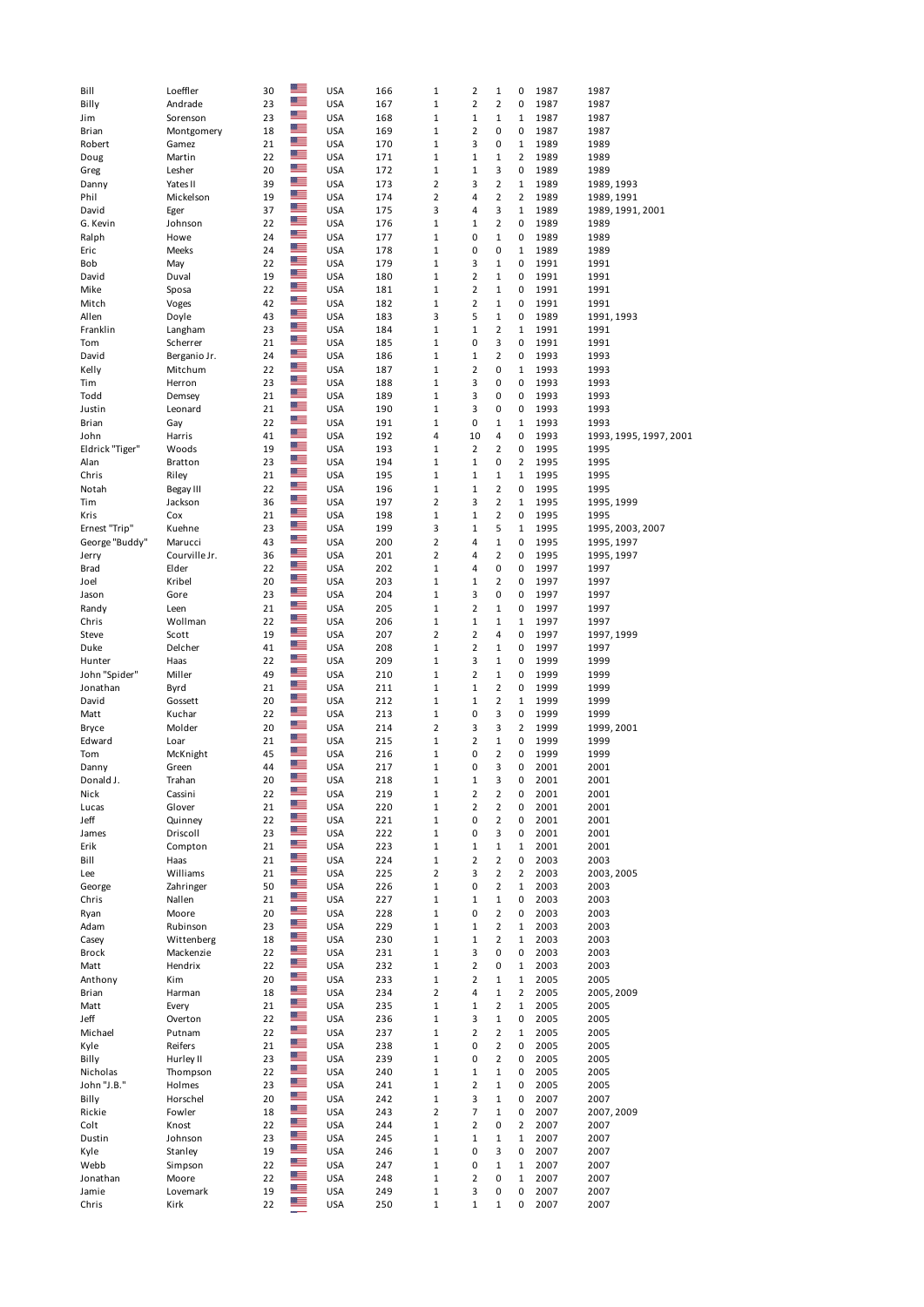| | | | | | | | | | | | |
|---|---|---|---|---|---|---|---|---|---|---|---|
| Bill | Loeffler | 30 | | USA | 166 | 1 | 2 | 1 | 0 | 1987 | 1987 |
| Billy | Andrade | 23 | | USA | 167 | 1 | 2 | 2 | 0 | 1987 | 1987 |
| Jim | Sorenson | 23 | | USA | 168 | 1 | 1 | 1 | 1 | 1987 | 1987 |
| Brian | Montgomery | 18 | | USA | 169 | 1 | 2 | 0 | 0 | 1987 | 1987 |
| Robert | Gamez | 21 | | USA | 170 | 1 | 3 | 0 | 1 | 1989 | 1989 |
| Doug | Martin | 22 | | USA | 171 | 1 | 1 | 1 | 2 | 1989 | 1989 |
| Greg | Lesher | 20 | | USA | 172 | 1 | 1 | 3 | 0 | 1989 | 1989 |
| Danny | Yates II | 39 | | USA | 173 | 2 | 3 | 2 | 1 | 1989 | 1989, 1993 |
| Phil | Mickelson | 19 | | USA | 174 | 2 | 4 | 2 | 2 | 1989 | 1989, 1991 |
| David | Eger | 37 | | USA | 175 | 3 | 4 | 3 | 1 | 1989 | 1989, 1991, 2001 |
| G. Kevin | Johnson | 22 | | USA | 176 | 1 | 1 | 2 | 0 | 1989 | 1989 |
| Ralph | Howe | 24 | | USA | 177 | 1 | 0 | 1 | 0 | 1989 | 1989 |
| Eric | Meeks | 24 | | USA | 178 | 1 | 0 | 0 | 1 | 1989 | 1989 |
| Bob | May | 22 | | USA | 179 | 1 | 3 | 1 | 0 | 1991 | 1991 |
| David | Duval | 19 | | USA | 180 | 1 | 2 | 1 | 0 | 1991 | 1991 |
| Mike | Sposa | 22 | | USA | 181 | 1 | 2 | 1 | 0 | 1991 | 1991 |
| Mitch | Voges | 42 | | USA | 182 | 1 | 2 | 1 | 0 | 1991 | 1991 |
| Allen | Doyle | 43 | | USA | 183 | 3 | 5 | 1 | 0 | 1989 | 1991, 1993 |
| Franklin | Langham | 23 | | USA | 184 | 1 | 1 | 2 | 1 | 1991 | 1991 |
| Tom | Scherrer | 21 | | USA | 185 | 1 | 0 | 3 | 0 | 1991 | 1991 |
| David | Berganio Jr. | 24 | | USA | 186 | 1 | 1 | 2 | 0 | 1993 | 1993 |
| Kelly | Mitchum | 22 | | USA | 187 | 1 | 2 | 0 | 1 | 1993 | 1993 |
| Tim | Herron | 23 | | USA | 188 | 1 | 3 | 0 | 0 | 1993 | 1993 |
| Todd | Demsey | 21 | | USA | 189 | 1 | 3 | 0 | 0 | 1993 | 1993 |
| Justin | Leonard | 21 | | USA | 190 | 1 | 3 | 0 | 0 | 1993 | 1993 |
| Brian | Gay | 22 | | USA | 191 | 1 | 0 | 1 | 1 | 1993 | 1993 |
| John | Harris | 41 | | USA | 192 | 4 | 10 | 4 | 0 | 1993 | 1993, 1995, 1997, 2001 |
| Eldrick "Tiger" | Woods | 19 | | USA | 193 | 1 | 2 | 2 | 0 | 1995 | 1995 |
| Alan | Bratton | 23 | | USA | 194 | 1 | 1 | 0 | 2 | 1995 | 1995 |
| Chris | Riley | 21 | | USA | 195 | 1 | 1 | 1 | 1 | 1995 | 1995 |
| Notah | Begay III | 22 | | USA | 196 | 1 | 1 | 2 | 0 | 1995 | 1995 |
| Tim | Jackson | 36 | | USA | 197 | 2 | 3 | 2 | 1 | 1995 | 1995, 1999 |
| Kris | Cox | 21 | | USA | 198 | 1 | 1 | 2 | 0 | 1995 | 1995 |
| Ernest "Trip" | Kuehne | 23 | | USA | 199 | 3 | 1 | 5 | 1 | 1995 | 1995, 2003, 2007 |
| George "Buddy" | Marucci | 43 | | USA | 200 | 2 | 4 | 1 | 0 | 1995 | 1995, 1997 |
| Jerry | Courville Jr. | 36 | | USA | 201 | 2 | 4 | 2 | 0 | 1995 | 1995, 1997 |
| Brad | Elder | 22 | | USA | 202 | 1 | 4 | 0 | 0 | 1997 | 1997 |
| Joel | Kribel | 20 | | USA | 203 | 1 | 1 | 2 | 0 | 1997 | 1997 |
| Jason | Gore | 23 | | USA | 204 | 1 | 3 | 0 | 0 | 1997 | 1997 |
| Randy | Leen | 21 | | USA | 205 | 1 | 2 | 1 | 0 | 1997 | 1997 |
| Chris | Wollman | 22 | | USA | 206 | 1 | 1 | 1 | 1 | 1997 | 1997 |
| Steve | Scott | 19 | | USA | 207 | 2 | 2 | 4 | 0 | 1997 | 1997, 1999 |
| Duke | Delcher | 41 | | USA | 208 | 1 | 2 | 1 | 0 | 1997 | 1997 |
| Hunter | Haas | 22 | | USA | 209 | 1 | 3 | 1 | 0 | 1999 | 1999 |
| John "Spider" | Miller | 49 | | USA | 210 | 1 | 2 | 1 | 0 | 1999 | 1999 |
| Jonathan | Byrd | 21 | | USA | 211 | 1 | 1 | 2 | 0 | 1999 | 1999 |
| David | Gossett | 20 | | USA | 212 | 1 | 1 | 2 | 1 | 1999 | 1999 |
| Matt | Kuchar | 22 | | USA | 213 | 1 | 0 | 3 | 0 | 1999 | 1999 |
| Bryce | Molder | 20 | | USA | 214 | 2 | 3 | 3 | 2 | 1999 | 1999, 2001 |
| Edward | Loar | 21 | | USA | 215 | 1 | 2 | 1 | 0 | 1999 | 1999 |
| Tom | McKnight | 45 | | USA | 216 | 1 | 0 | 2 | 0 | 1999 | 1999 |
| Danny | Green | 44 | | USA | 217 | 1 | 0 | 3 | 0 | 2001 | 2001 |
| Donald J. | Trahan | 20 | | USA | 218 | 1 | 1 | 3 | 0 | 2001 | 2001 |
| Nick | Cassini | 22 | | USA | 219 | 1 | 2 | 2 | 0 | 2001 | 2001 |
| Lucas | Glover | 21 | | USA | 220 | 1 | 2 | 2 | 0 | 2001 | 2001 |
| Jeff | Quinney | 22 | | USA | 221 | 1 | 0 | 2 | 0 | 2001 | 2001 |
| James | Driscoll | 23 | | USA | 222 | 1 | 0 | 3 | 0 | 2001 | 2001 |
| Erik | Compton | 21 | | USA | 223 | 1 | 1 | 1 | 1 | 2001 | 2001 |
| Bill | Haas | 21 | | USA | 224 | 1 | 2 | 2 | 0 | 2003 | 2003 |
| Lee | Williams | 21 | | USA | 225 | 2 | 3 | 2 | 2 | 2003 | 2003, 2005 |
| George | Zahringer | 50 | | USA | 226 | 1 | 0 | 2 | 1 | 2003 | 2003 |
| Chris | Nallen | 21 | | USA | 227 | 1 | 1 | 1 | 0 | 2003 | 2003 |
| Ryan | Moore | 20 | | USA | 228 | 1 | 0 | 2 | 0 | 2003 | 2003 |
| Adam | Rubinson | 23 | | USA | 229 | 1 | 1 | 2 | 1 | 2003 | 2003 |
| Casey | Wittenberg | 18 | | USA | 230 | 1 | 1 | 2 | 1 | 2003 | 2003 |
| Brock | Mackenzie | 22 | | USA | 231 | 1 | 3 | 0 | 0 | 2003 | 2003 |
| Matt | Hendrix | 22 | | USA | 232 | 1 | 2 | 0 | 1 | 2003 | 2003 |
| Anthony | Kim | 20 | | USA | 233 | 1 | 2 | 1 | 1 | 2005 | 2005 |
| Brian | Harman | 18 | | USA | 234 | 2 | 4 | 1 | 2 | 2005 | 2005, 2009 |
| Matt | Every | 21 | | USA | 235 | 1 | 1 | 2 | 1 | 2005 | 2005 |
| Jeff | Overton | 22 | | USA | 236 | 1 | 3 | 1 | 0 | 2005 | 2005 |
| Michael | Putnam | 22 | | USA | 237 | 1 | 2 | 2 | 1 | 2005 | 2005 |
| Kyle | Reifers | 21 | | USA | 238 | 1 | 0 | 2 | 0 | 2005 | 2005 |
| Billy | Hurley II | 23 | | USA | 239 | 1 | 0 | 2 | 0 | 2005 | 2005 |
| Nicholas | Thompson | 22 | | USA | 240 | 1 | 1 | 1 | 0 | 2005 | 2005 |
| John "J.B." | Holmes | 23 | | USA | 241 | 1 | 2 | 1 | 0 | 2005 | 2005 |
| Billy | Horschel | 20 | | USA | 242 | 1 | 3 | 1 | 0 | 2007 | 2007 |
| Rickie | Fowler | 18 | | USA | 243 | 2 | 7 | 1 | 0 | 2007 | 2007, 2009 |
| Colt | Knost | 22 | | USA | 244 | 1 | 2 | 0 | 2 | 2007 | 2007 |
| Dustin | Johnson | 23 | | USA | 245 | 1 | 1 | 1 | 1 | 2007 | 2007 |
| Kyle | Stanley | 19 | | USA | 246 | 1 | 0 | 3 | 0 | 2007 | 2007 |
| Webb | Simpson | 22 | | USA | 247 | 1 | 0 | 1 | 1 | 2007 | 2007 |
| Jonathan | Moore | 22 | | USA | 248 | 1 | 2 | 0 | 1 | 2007 | 2007 |
| Jamie | Lovemark | 19 | | USA | 249 | 1 | 3 | 0 | 0 | 2007 | 2007 |
| Chris | Kirk | 22 | | USA | 250 | 1 | 1 | 1 | 0 | 2007 | 2007 |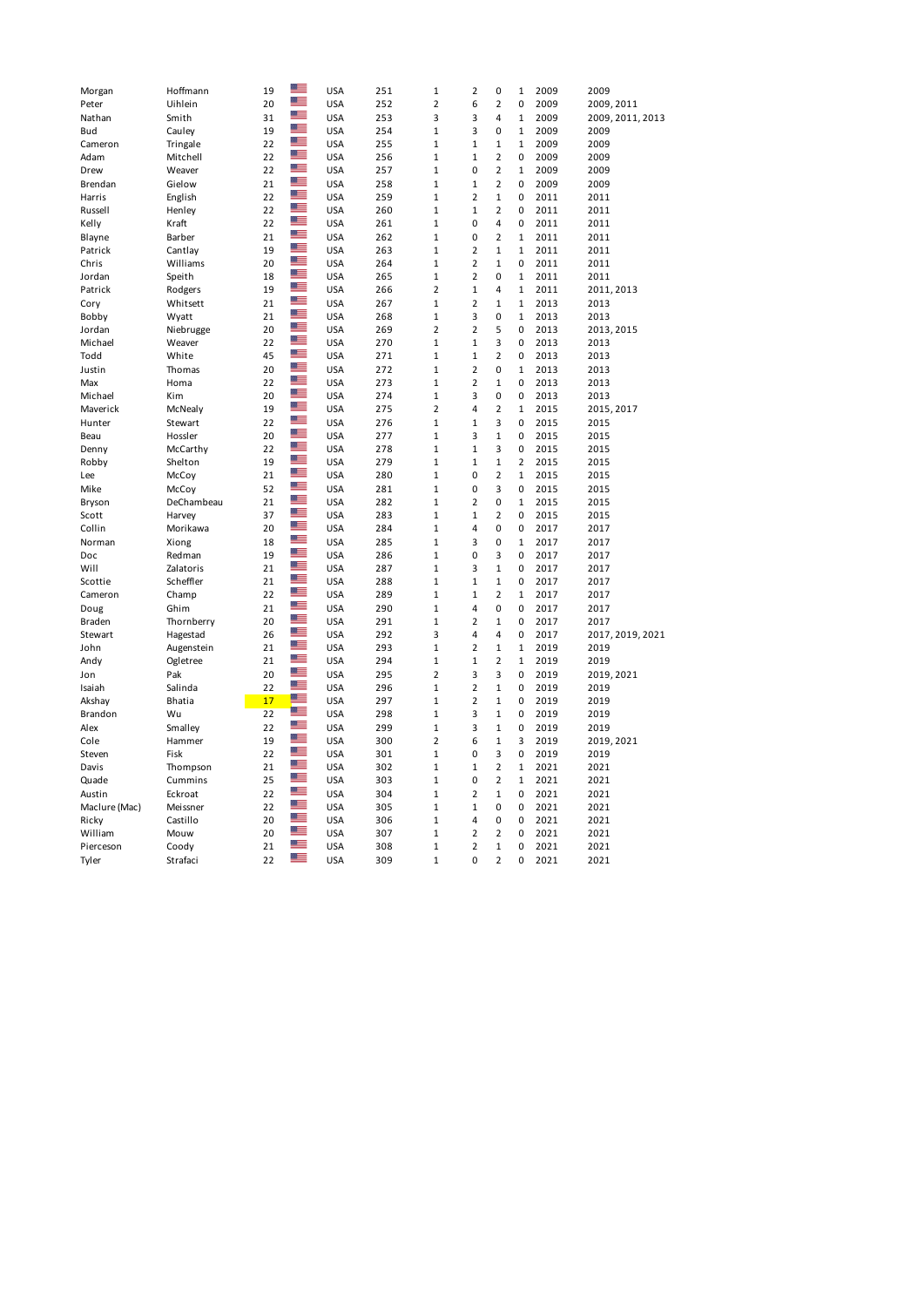| | | | | | | | | | | | |
|---|---|---|---|---|---|---|---|---|---|---|---|
| Morgan | Hoffmann | 19 | | USA | 251 | 1 | 2 | 0 | 1 | 2009 | 2009 |
| Peter | Uihlein | 20 | | USA | 252 | 2 | 6 | 2 | 0 | 2009 | 2009, 2011 |
| Nathan | Smith | 31 | | USA | 253 | 3 | 3 | 4 | 1 | 2009 | 2009, 2011, 2013 |
| Bud | Cauley | 19 | | USA | 254 | 1 | 3 | 0 | 1 | 2009 | 2009 |
| Cameron | Tringale | 22 | | USA | 255 | 1 | 1 | 1 | 1 | 2009 | 2009 |
| Adam | Mitchell | 22 | | USA | 256 | 1 | 1 | 2 | 0 | 2009 | 2009 |
| Drew | Weaver | 22 | | USA | 257 | 1 | 0 | 2 | 1 | 2009 | 2009 |
| Brendan | Gielow | 21 | | USA | 258 | 1 | 1 | 2 | 0 | 2009 | 2009 |
| Harris | English | 22 | | USA | 259 | 1 | 2 | 1 | 0 | 2011 | 2011 |
| Russell | Henley | 22 | | USA | 260 | 1 | 1 | 2 | 0 | 2011 | 2011 |
| Kelly | Kraft | 22 | | USA | 261 | 1 | 0 | 4 | 0 | 2011 | 2011 |
| Blayne | Barber | 21 | | USA | 262 | 1 | 0 | 2 | 1 | 2011 | 2011 |
| Patrick | Cantlay | 19 | | USA | 263 | 1 | 2 | 1 | 1 | 2011 | 2011 |
| Chris | Williams | 20 | | USA | 264 | 1 | 2 | 1 | 0 | 2011 | 2011 |
| Jordan | Speith | 18 | | USA | 265 | 1 | 2 | 0 | 1 | 2011 | 2011 |
| Patrick | Rodgers | 19 | | USA | 266 | 2 | 1 | 4 | 1 | 2011 | 2011, 2013 |
| Cory | Whitsett | 21 | | USA | 267 | 1 | 2 | 1 | 1 | 2013 | 2013 |
| Bobby | Wyatt | 21 | | USA | 268 | 1 | 3 | 0 | 1 | 2013 | 2013 |
| Jordan | Niebrugge | 20 | | USA | 269 | 2 | 2 | 5 | 0 | 2013 | 2013, 2015 |
| Michael | Weaver | 22 | | USA | 270 | 1 | 1 | 3 | 0 | 2013 | 2013 |
| Todd | White | 45 | | USA | 271 | 1 | 1 | 2 | 0 | 2013 | 2013 |
| Justin | Thomas | 20 | | USA | 272 | 1 | 2 | 0 | 1 | 2013 | 2013 |
| Max | Homa | 22 | | USA | 273 | 1 | 2 | 1 | 0 | 2013 | 2013 |
| Michael | Kim | 20 | | USA | 274 | 1 | 3 | 0 | 0 | 2013 | 2013 |
| Maverick | McNealy | 19 | | USA | 275 | 2 | 4 | 2 | 1 | 2015 | 2015, 2017 |
| Hunter | Stewart | 22 | | USA | 276 | 1 | 1 | 3 | 0 | 2015 | 2015 |
| Beau | Hossler | 20 | | USA | 277 | 1 | 3 | 1 | 0 | 2015 | 2015 |
| Denny | McCarthy | 22 | | USA | 278 | 1 | 1 | 3 | 0 | 2015 | 2015 |
| Robby | Shelton | 19 | | USA | 279 | 1 | 1 | 1 | 2 | 2015 | 2015 |
| Lee | McCoy | 21 | | USA | 280 | 1 | 0 | 2 | 1 | 2015 | 2015 |
| Mike | McCoy | 52 | | USA | 281 | 1 | 0 | 3 | 0 | 2015 | 2015 |
| Bryson | DeChambeau | 21 | | USA | 282 | 1 | 2 | 0 | 1 | 2015 | 2015 |
| Scott | Harvey | 37 | | USA | 283 | 1 | 1 | 2 | 0 | 2015 | 2015 |
| Collin | Morikawa | 20 | | USA | 284 | 1 | 4 | 0 | 0 | 2017 | 2017 |
| Norman | Xiong | 18 | | USA | 285 | 1 | 3 | 0 | 1 | 2017 | 2017 |
| Doc | Redman | 19 | | USA | 286 | 1 | 0 | 3 | 0 | 2017 | 2017 |
| Will | Zalatoris | 21 | | USA | 287 | 1 | 3 | 1 | 0 | 2017 | 2017 |
| Scottie | Scheffler | 21 | | USA | 288 | 1 | 1 | 1 | 0 | 2017 | 2017 |
| Cameron | Champ | 22 | | USA | 289 | 1 | 1 | 2 | 1 | 2017 | 2017 |
| Doug | Ghim | 21 | | USA | 290 | 1 | 4 | 0 | 0 | 2017 | 2017 |
| Braden | Thornberry | 20 | | USA | 291 | 1 | 2 | 1 | 0 | 2017 | 2017 |
| Stewart | Hagestad | 26 | | USA | 292 | 3 | 4 | 4 | 0 | 2017 | 2017, 2019, 2021 |
| John | Augenstein | 21 | | USA | 293 | 1 | 2 | 1 | 1 | 2019 | 2019 |
| Andy | Ogletree | 21 | | USA | 294 | 1 | 1 | 2 | 1 | 2019 | 2019 |
| Jon | Pak | 20 | | USA | 295 | 2 | 3 | 3 | 0 | 2019 | 2019, 2021 |
| Isaiah | Salinda | 22 | | USA | 296 | 1 | 2 | 1 | 0 | 2019 | 2019 |
| Akshay | Bhatia | 17 | | USA | 297 | 1 | 2 | 1 | 0 | 2019 | 2019 |
| Brandon | Wu | 22 | | USA | 298 | 1 | 3 | 1 | 0 | 2019 | 2019 |
| Alex | Smalley | 22 | | USA | 299 | 1 | 3 | 1 | 0 | 2019 | 2019 |
| Cole | Hammer | 19 | | USA | 300 | 2 | 6 | 1 | 3 | 2019 | 2019, 2021 |
| Steven | Fisk | 22 | | USA | 301 | 1 | 0 | 3 | 0 | 2019 | 2019 |
| Davis | Thompson | 21 | | USA | 302 | 1 | 1 | 2 | 1 | 2021 | 2021 |
| Quade | Cummins | 25 | | USA | 303 | 1 | 0 | 2 | 1 | 2021 | 2021 |
| Austin | Eckroat | 22 | | USA | 304 | 1 | 2 | 1 | 0 | 2021 | 2021 |
| Maclure (Mac) | Meissner | 22 | | USA | 305 | 1 | 1 | 0 | 0 | 2021 | 2021 |
| Ricky | Castillo | 20 | | USA | 306 | 1 | 4 | 0 | 0 | 2021 | 2021 |
| William | Mouw | 20 | | USA | 307 | 1 | 2 | 2 | 0 | 2021 | 2021 |
| Pierceson | Coody | 21 | | USA | 308 | 1 | 2 | 1 | 0 | 2021 | 2021 |
| Tyler | Strafaci | 22 | | USA | 309 | 1 | 0 | 2 | 0 | 2021 | 2021 |